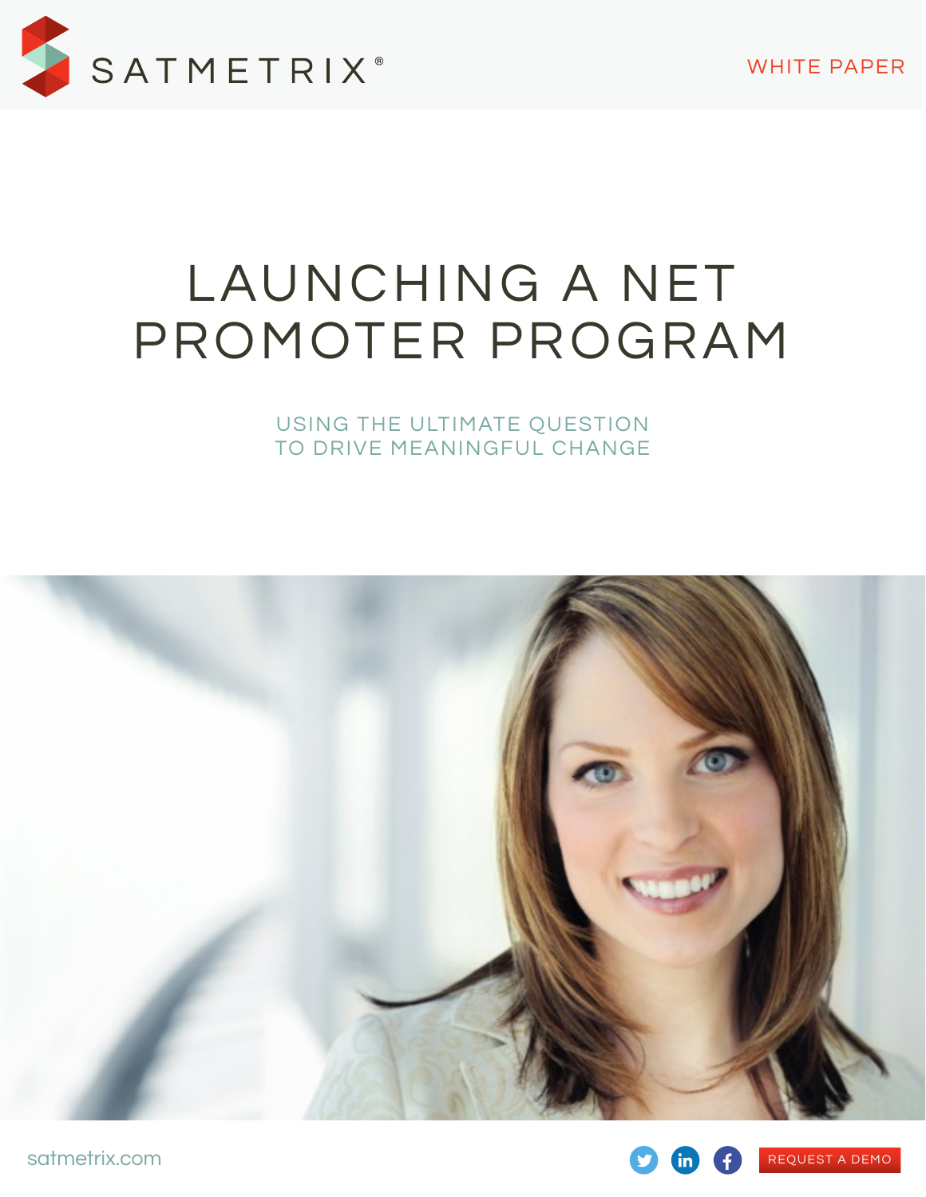SATMETRIX®

WHITE PAPER

# LAUNCHING A NET PROMOTER PROGRAM

## USING THE ULTIMATE QUESTION TO DRIVE MEANINGFUL CHANGE

satmetrix.com

REQUEST A DEMO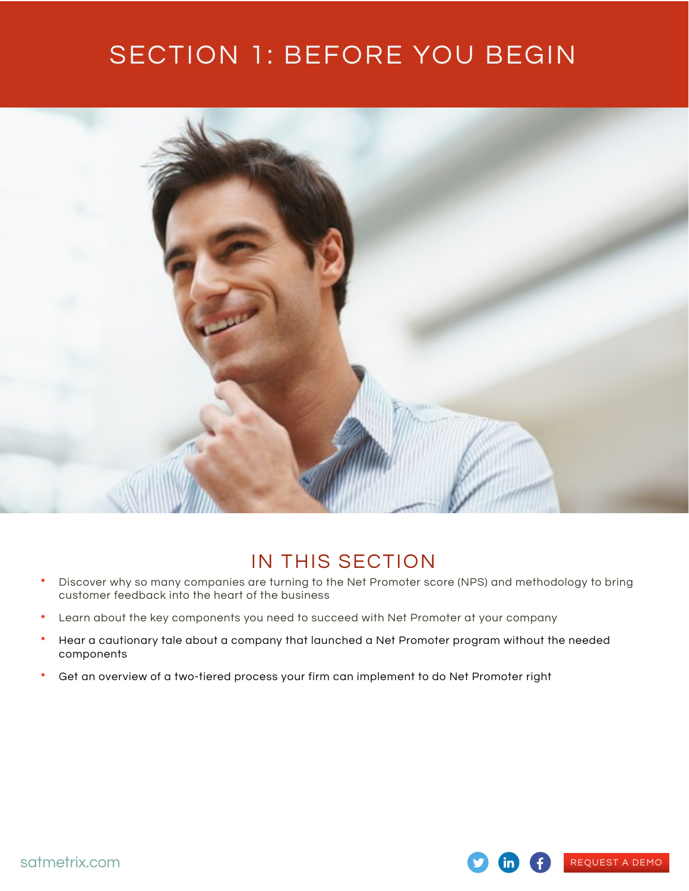# SECTION 1: BEFORE YOU BEGIN

## IN THIS SECTION

- Discover why so many companies are turning to the Net Promoter score (NPS) and methodology to bring customer feedback into the heart of the business
- Learn about the key components you need to succeed with Net Promoter at your company
- Hear a cautionary tale about a company that launched a Net Promoter program without the needed components
- Get an overview of a two-tiered process your firm can implement to do Net Promoter right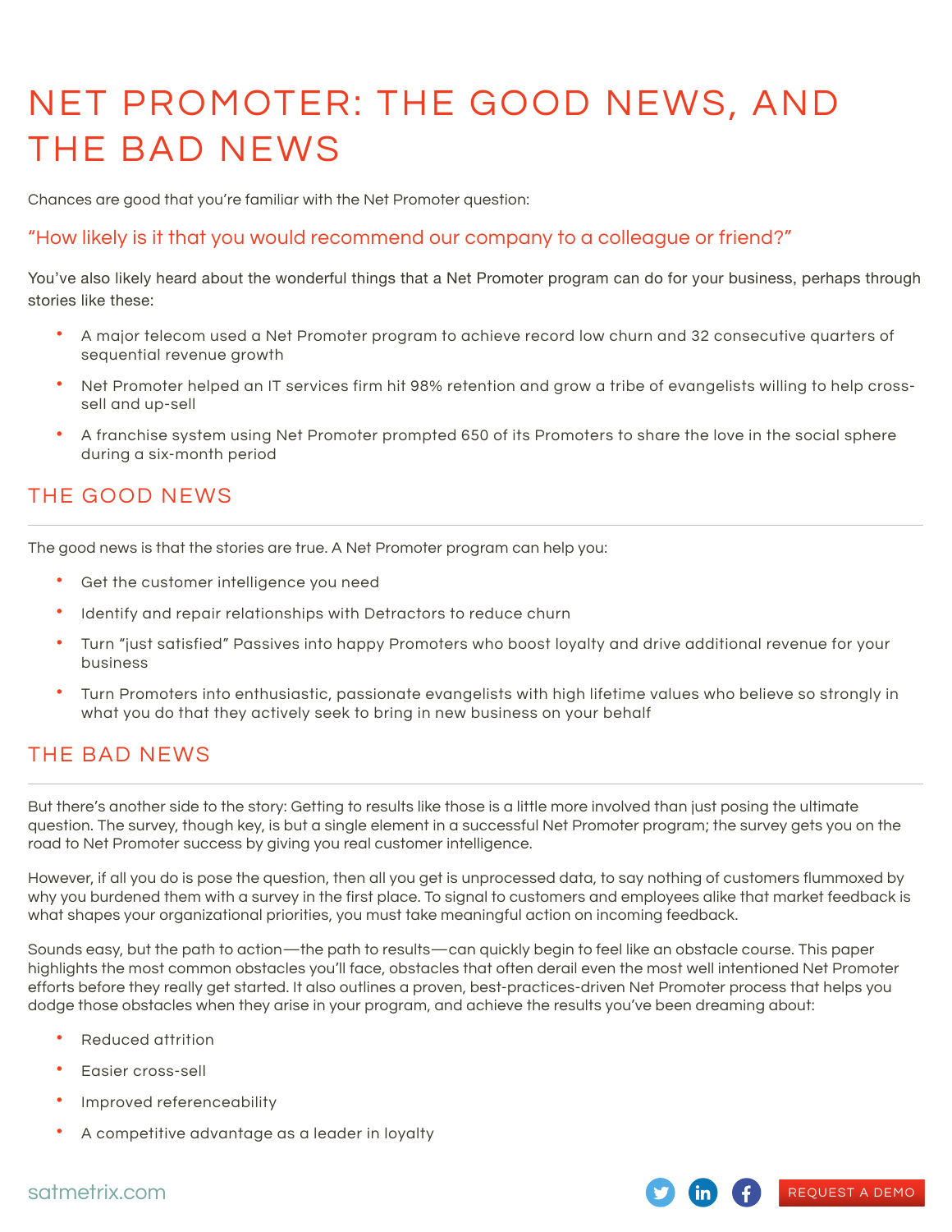# NET PROMOTER: THE GOOD NEWS, AND THE BAD NEWS

Chances are good that you're familiar with the Net Promoter question:

"How likely is it that you would recommend our company to a colleague or friend?"

You've also likely heard about the wonderful things that a Net Promoter program can do for your business, perhaps through stories like these:

- A major telecom used a Net Promoter program to achieve record low churn and 32 consecutive quarters of sequential revenue growth
- Net Promoter helped an IT services firm hit 98% retention and grow a tribe of evangelists willing to help cross-sell and up-sell
- A franchise system using Net Promoter prompted 650 of its Promoters to share the love in the social sphere during a six-month period

## THE GOOD NEWS

The good news is that the stories are true. A Net Promoter program can help you:

- Get the customer intelligence you need
- Identify and repair relationships with Detractors to reduce churn
- Turn "just satisfied" Passives into happy Promoters who boost loyalty and drive additional revenue for your business
- Turn Promoters into enthusiastic, passionate evangelists with high lifetime values who believe so strongly in what you do that they actively seek to bring in new business on your behalf

## THE BAD NEWS

But there's another side to the story: Getting to results like those is a little more involved than just posing the ultimate question. The survey, though key, is but a single element in a successful Net Promoter program; the survey gets you on the road to Net Promoter success by giving you real customer intelligence.

However, if all you do is pose the question, then all you get is unprocessed data, to say nothing of customers flummoxed by why you burdened them with a survey in the first place. To signal to customers and employees alike that market feedback is what shapes your organizational priorities, you must take meaningful action on incoming feedback.

Sounds easy, but the path to action—the path to results—can quickly begin to feel like an obstacle course. This paper highlights the most common obstacles you'll face, obstacles that often derail even the most well intentioned Net Promoter efforts before they really get started. It also outlines a proven, best-practices-driven Net Promoter process that helps you dodge those obstacles when they arise in your program, and achieve the results you've been dreaming about:

- Reduced attrition
- Easier cross-sell
- Improved referenceability
- A competitive advantage as a leader in loyalty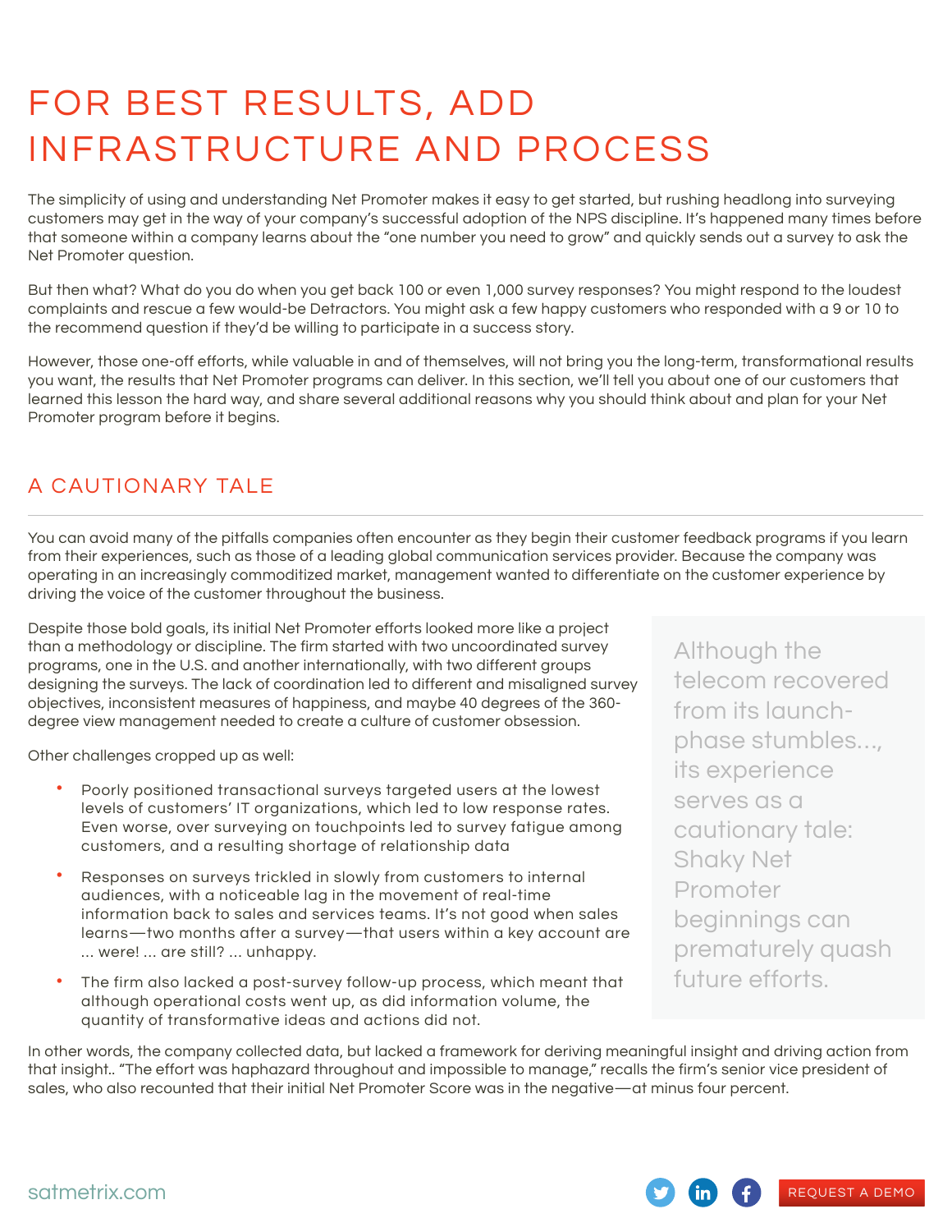# FOR BEST RESULTS, ADD INFRASTRUCTURE AND PROCESS

The simplicity of using and understanding Net Promoter makes it easy to get started, but rushing headlong into surveying customers may get in the way of your company's successful adoption of the NPS discipline. It's happened many times before that someone within a company learns about the "one number you need to grow" and quickly sends out a survey to ask the Net Promoter question.

But then what? What do you do when you get back 100 or even 1,000 survey responses? You might respond to the loudest complaints and rescue a few would-be Detractors. You might ask a few happy customers who responded with a 9 or 10 to the recommend question if they'd be willing to participate in a success story.

However, those one-off efforts, while valuable in and of themselves, will not bring you the long-term, transformational results you want, the results that Net Promoter programs can deliver. In this section, we'll tell you about one of our customers that learned this lesson the hard way, and share several additional reasons why you should think about and plan for your Net Promoter program before it begins.

## A CAUTIONARY TALE

You can avoid many of the pitfalls companies often encounter as they begin their customer feedback programs if you learn from their experiences, such as those of a leading global communication services provider. Because the company was operating in an increasingly commoditized market, management wanted to differentiate on the customer experience by driving the voice of the customer throughout the business.

Despite those bold goals, its initial Net Promoter efforts looked more like a project than a methodology or discipline. The firm started with two uncoordinated survey programs, one in the U.S. and another internationally, with two different groups designing the surveys. The lack of coordination led to different and misaligned survey objectives, inconsistent measures of happiness, and maybe 40 degrees of the 360-degree view management needed to create a culture of customer obsession.

Other challenges cropped up as well:

- Poorly positioned transactional surveys targeted users at the lowest levels of customers' IT organizations, which led to low response rates. Even worse, over surveying on touchpoints led to survey fatigue among customers, and a resulting shortage of relationship data
- Responses on surveys trickled in slowly from customers to internal audiences, with a noticeable lag in the movement of real-time information back to sales and services teams. It's not good when sales learns—two months after a survey—that users within a key account are ... were! ... are still? ... unhappy.
- The firm also lacked a post-survey follow-up process, which meant that although operational costs went up, as did information volume, the quantity of transformative ideas and actions did not.

> Although the telecom recovered from its launch-phase stumbles..., its experience serves as a cautionary tale: Shaky Net Promoter beginnings can prematurely quash future efforts.

In other words, the company collected data, but lacked a framework for deriving meaningful insight and driving action from that insight.. "The effort was haphazard throughout and impossible to manage," recalls the firm's senior vice president of sales, who also recounted that their initial Net Promoter Score was in the negative—at minus four percent.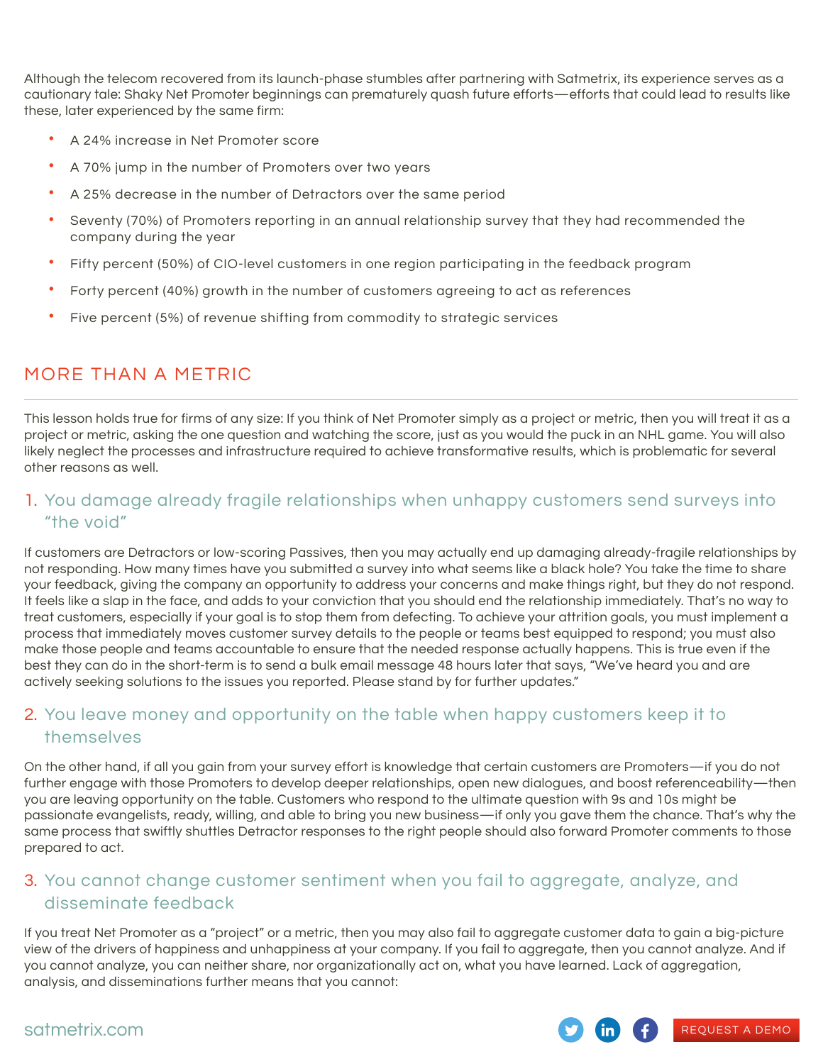Although the telecom recovered from its launch-phase stumbles after partnering with Satmetrix, its experience serves as a cautionary tale: Shaky Net Promoter beginnings can prematurely quash future efforts—efforts that could lead to results like these, later experienced by the same firm:

- A 24% increase in Net Promoter score
- A 70% jump in the number of Promoters over two years
- A 25% decrease in the number of Detractors over the same period
- Seventy (70%) of Promoters reporting in an annual relationship survey that they had recommended the company during the year
- Fifty percent (50%) of CIO-level customers in one region participating in the feedback program
- Forty percent (40%) growth in the number of customers agreeing to act as references
- Five percent (5%) of revenue shifting from commodity to strategic services

## MORE THAN A METRIC

This lesson holds true for firms of any size: If you think of Net Promoter simply as a project or metric, then you will treat it as a project or metric, asking the one question and watching the score, just as you would the puck in an NHL game. You will also likely neglect the processes and infrastructure required to achieve transformative results, which is problematic for several other reasons as well.

### 1. You damage already fragile relationships when unhappy customers send surveys into "the void"

If customers are Detractors or low-scoring Passives, then you may actually end up damaging already-fragile relationships by not responding. How many times have you submitted a survey into what seems like a black hole? You take the time to share your feedback, giving the company an opportunity to address your concerns and make things right, but they do not respond. It feels like a slap in the face, and adds to your conviction that you should end the relationship immediately. That's no way to treat customers, especially if your goal is to stop them from defecting. To achieve your attrition goals, you must implement a process that immediately moves customer survey details to the people or teams best equipped to respond; you must also make those people and teams accountable to ensure that the needed response actually happens. This is true even if the best they can do in the short-term is to send a bulk email message 48 hours later that says, "We've heard you and are actively seeking solutions to the issues you reported. Please stand by for further updates."

### 2. You leave money and opportunity on the table when happy customers keep it to themselves

On the other hand, if all you gain from your survey effort is knowledge that certain customers are Promoters—if you do not further engage with those Promoters to develop deeper relationships, open new dialogues, and boost referenceability—then you are leaving opportunity on the table. Customers who respond to the ultimate question with 9s and 10s might be passionate evangelists, ready, willing, and able to bring you new business—if only you gave them the chance. That's why the same process that swiftly shuttles Detractor responses to the right people should also forward Promoter comments to those prepared to act.

### 3. You cannot change customer sentiment when you fail to aggregate, analyze, and disseminate feedback

If you treat Net Promoter as a "project" or a metric, then you may also fail to aggregate customer data to gain a big-picture view of the drivers of happiness and unhappiness at your company. If you fail to aggregate, then you cannot analyze. And if you cannot analyze, you can neither share, nor organizationally act on, what you have learned. Lack of aggregation, analysis, and disseminations further means that you cannot: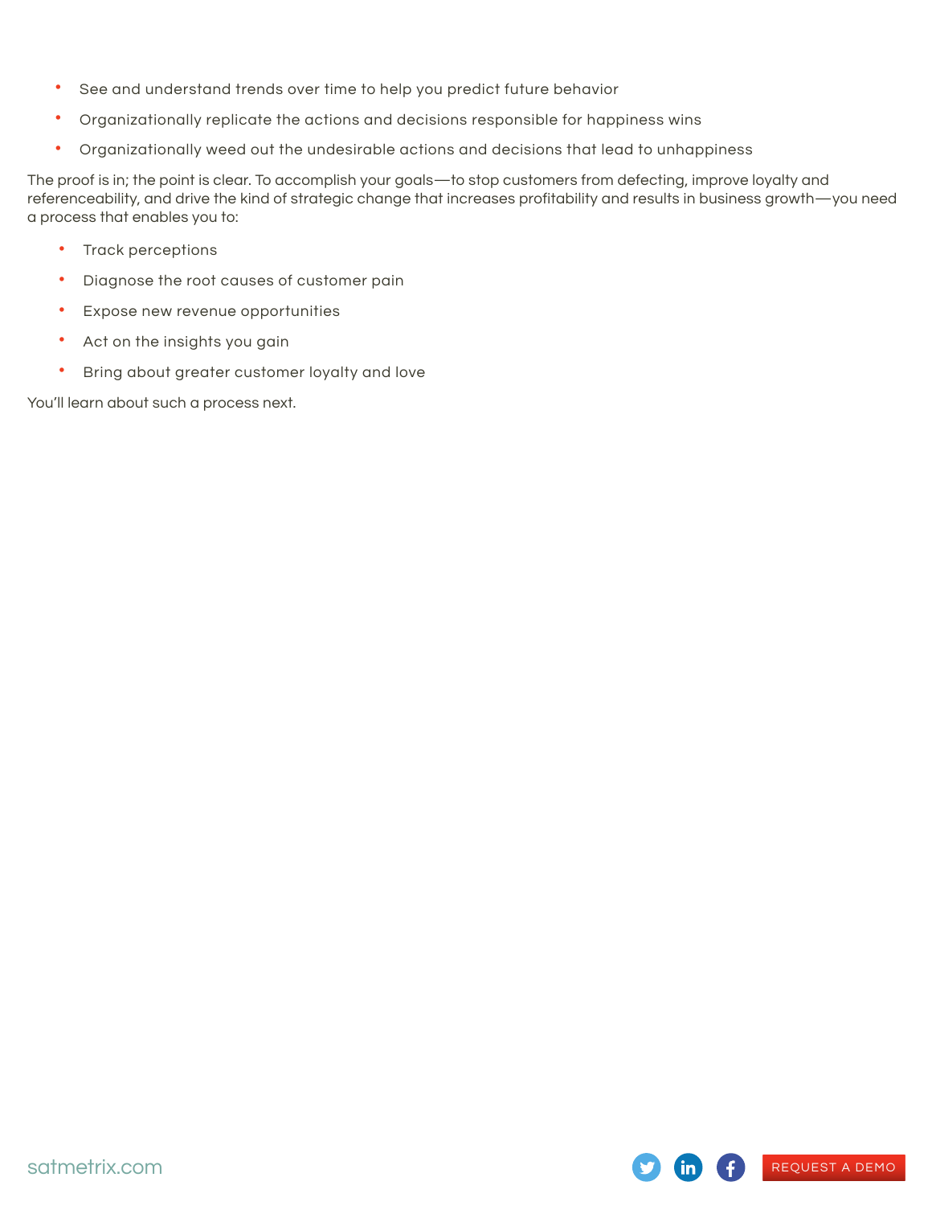- See and understand trends over time to help you predict future behavior
- Organizationally replicate the actions and decisions responsible for happiness wins
- Organizationally weed out the undesirable actions and decisions that lead to unhappiness

The proof is in; the point is clear. To accomplish your goals—to stop customers from defecting, improve loyalty and referenceability, and drive the kind of strategic change that increases profitability and results in business growth—you need a process that enables you to:

- Track perceptions
- Diagnose the root causes of customer pain
- Expose new revenue opportunities
- Act on the insights you gain
- Bring about greater customer loyalty and love

You'll learn about such a process next.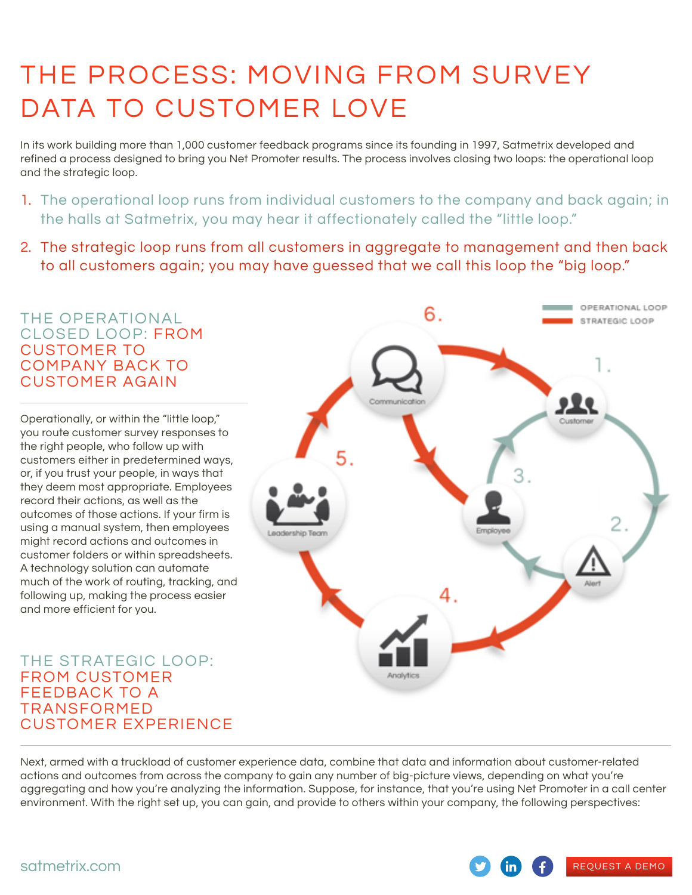# THE PROCESS: MOVING FROM SURVEY DATA TO CUSTOMER LOVE

In its work building more than 1,000 customer feedback programs since its founding in 1997, Satmetrix developed and refined a process designed to bring you Net Promoter results. The process involves closing two loops: the operational loop and the strategic loop.

1. The operational loop runs from individual customers to the company and back again; in the halls at Satmetrix, you may hear it affectionately called the "little loop."
2. The strategic loop runs from all customers in aggregate to management and then back to all customers again; you may have guessed that we call this loop the "big loop."

## THE OPERATIONAL CLOSED LOOP: FROM CUSTOMER TO COMPANY BACK TO CUSTOMER AGAIN

Operationally, or within the "little loop," you route customer survey responses to the right people, who follow up with customers either in predetermined ways, or, if you trust your people, in ways that they deem most appropriate. Employees record their actions, as well as the outcomes of those actions. If your firm is using a manual system, then employees might record actions and outcomes in customer folders or within spreadsheets. A technology solution can automate much of the work of routing, tracking, and following up, making the process easier and more efficient for you.

OPERATIONAL LOOP
STRATEGIC LOOP

1. Customer
2. Alert
3. Employee
4. Analytics
5. Leadership Team
6. Communication

## THE STRATEGIC LOOP: FROM CUSTOMER FEEDBACK TO A TRANSFORMED CUSTOMER EXPERIENCE

Next, armed with a truckload of customer experience data, combine that data and information about customer-related actions and outcomes from across the company to gain any number of big-picture views, depending on what you're aggregating and how you're analyzing the information. Suppose, for instance, that you're using Net Promoter in a call center environment. With the right set up, you can gain, and provide to others within your company, the following perspectives:

satmetrix.com

REQUEST A DEMO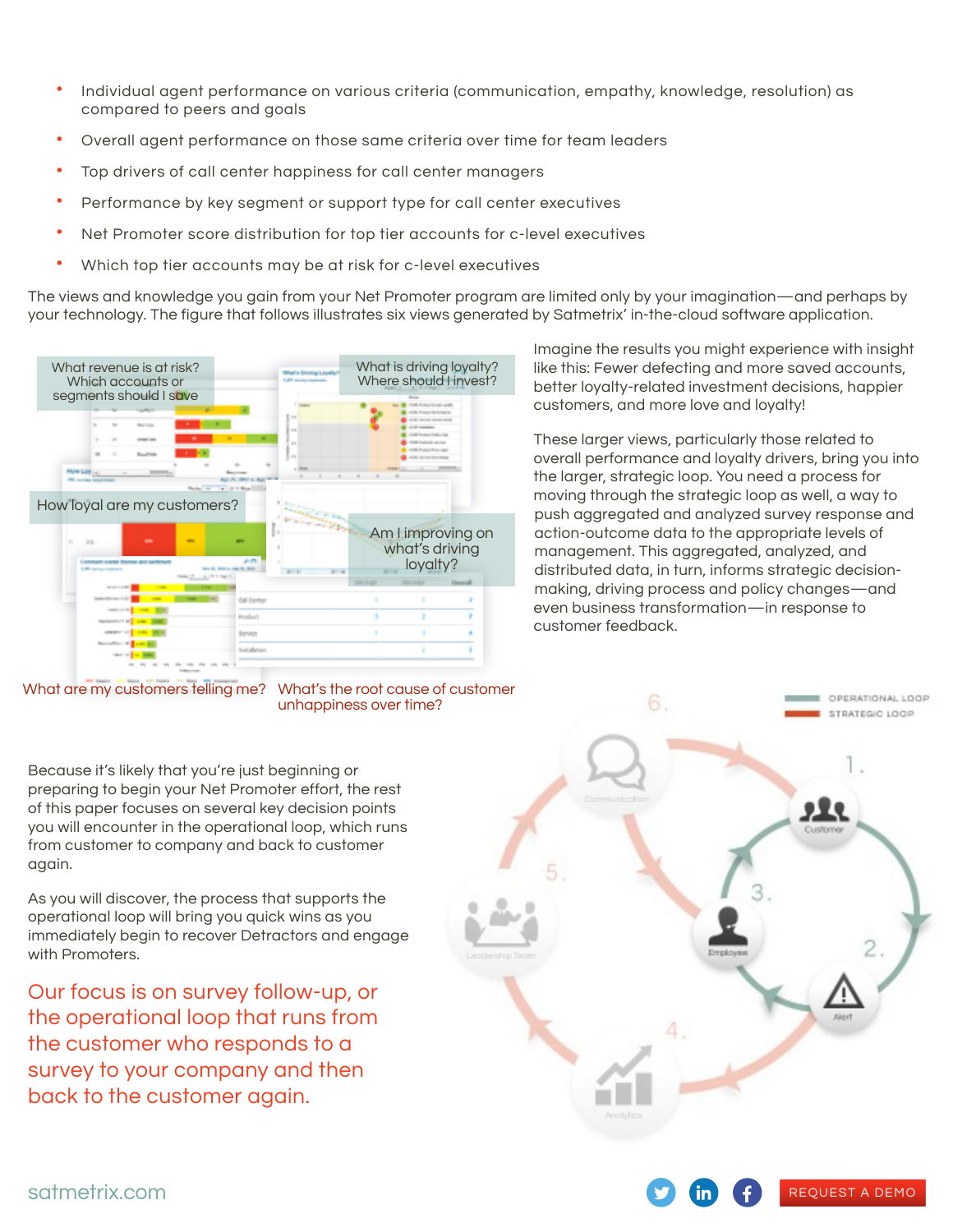- Individual agent performance on various criteria (communication, empathy, knowledge, resolution) as compared to peers and goals
- Overall agent performance on those same criteria over time for team leaders
- Top drivers of call center happiness for call center managers
- Performance by key segment or support type for call center executives
- Net Promoter score distribution for top tier accounts for c-level executives
- Which top tier accounts may be at risk for c-level executives

The views and knowledge you gain from your Net Promoter program are limited only by your imagination—and perhaps by your technology. The figure that follows illustrates six views generated by Satmetrix' in-the-cloud software application.

What revenue is at risk? Which accounts or segments should I save

What is driving loyalty? Where should I invest?

How loyal are my customers?

Am I improving on what's driving loyalty?

What are my customers telling me?

What's the root cause of customer unhappiness over time?

Imagine the results you might experience with insight like this: Fewer defecting and more saved accounts, better loyalty-related investment decisions, happier customers, and more love and loyalty!

These larger views, particularly those related to overall performance and loyalty drivers, bring you into the larger, strategic loop. You need a process for moving through the strategic loop as well, a way to push aggregated and analyzed survey response and action-outcome data to the appropriate levels of management. This aggregated, analyzed, and distributed data, in turn, informs strategic decision-making, driving process and policy changes—and even business transformation—in response to customer feedback.

Because it's likely that you're just beginning or preparing to begin your Net Promoter effort, the rest of this paper focuses on several key decision points you will encounter in the operational loop, which runs from customer to company and back to customer again.

As you will discover, the process that supports the operational loop will bring you quick wins as you immediately begin to recover Detractors and engage with Promoters.

## Our focus is on survey follow-up, or the operational loop that runs from the customer who responds to a survey to your company and then back to the customer again.

OPERATIONAL LOOP
STRATEGIC LOOP

1. Customer
2. Alert
3. Employee
4. Analytics
5. Leadership Team
6. Communication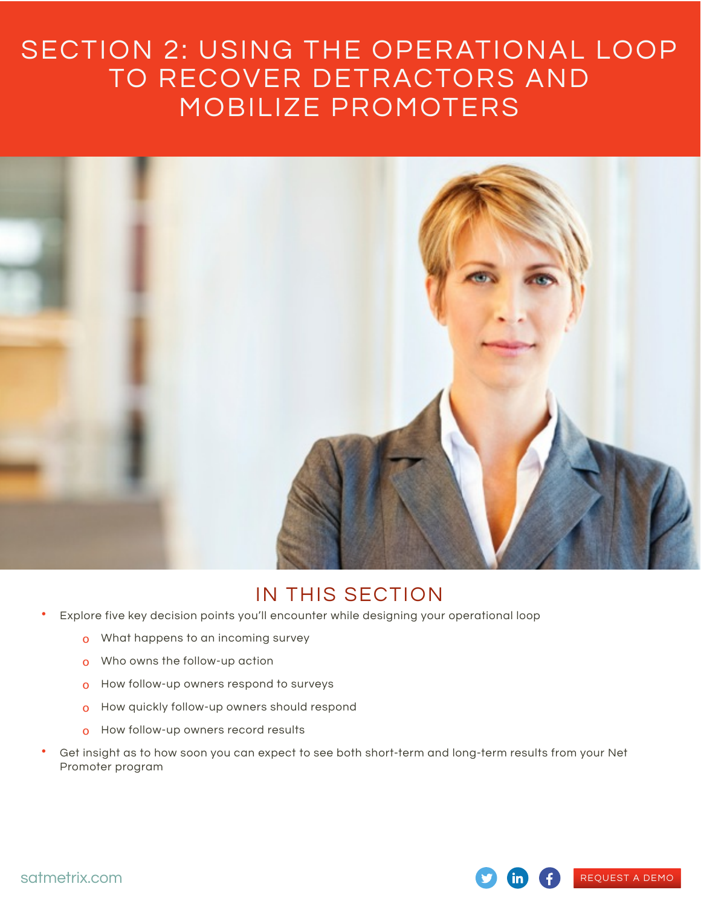# SECTION 2: USING THE OPERATIONAL LOOP TO RECOVER DETRACTORS AND MOBILIZE PROMOTERS

## IN THIS SECTION

- Explore five key decision points you'll encounter while designing your operational loop
  - What happens to an incoming survey
  - Who owns the follow-up action
  - How follow-up owners respond to surveys
  - How quickly follow-up owners should respond
  - How follow-up owners record results
- Get insight as to how soon you can expect to see both short-term and long-term results from your Net Promoter program

satmetrix.com

REQUEST A DEMO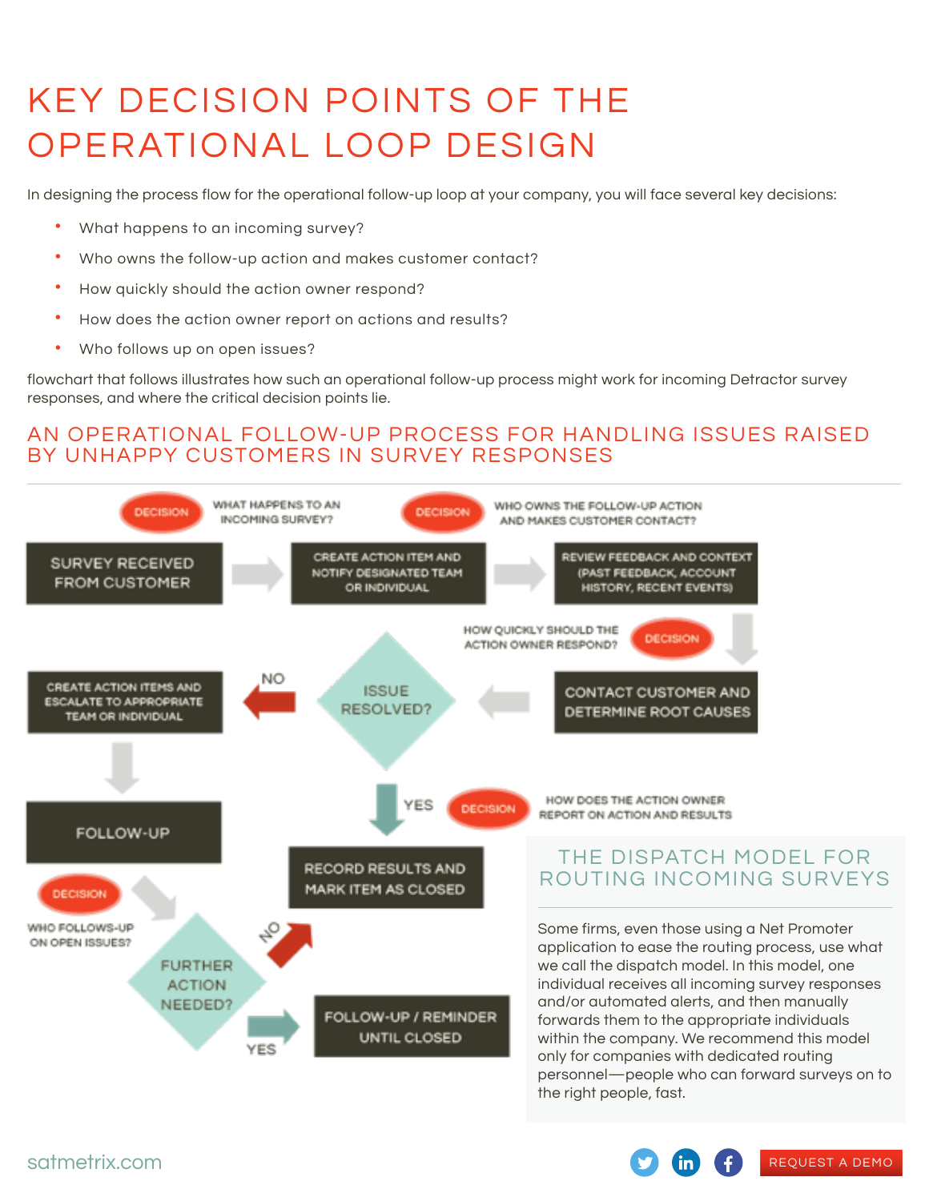# KEY DECISION POINTS OF THE OPERATIONAL LOOP DESIGN

In designing the process flow for the operational follow-up loop at your company, you will face several key decisions:

- What happens to an incoming survey?
- Who owns the follow-up action and makes customer contact?
- How quickly should the action owner respond?
- How does the action owner report on actions and results?
- Who follows up on open issues?

flowchart that follows illustrates how such an operational follow-up process might work for incoming Detractor survey responses, and where the critical decision points lie.

## AN OPERATIONAL FOLLOW-UP PROCESS FOR HANDLING ISSUES RAISED BY UNHAPPY CUSTOMERS IN SURVEY RESPONSES

DECISION: WHAT HAPPENS TO AN INCOMING SURVEY?

DECISION: WHO OWNS THE FOLLOW-UP ACTION AND MAKES CUSTOMER CONTACT?

SURVEY RECEIVED FROM CUSTOMER → CREATE ACTION ITEM AND NOTIFY DESIGNATED TEAM OR INDIVIDUAL → REVIEW FEEDBACK AND CONTEXT (PAST FEEDBACK, ACCOUNT HISTORY, RECENT EVENTS)

DECISION: HOW QUICKLY SHOULD THE ACTION OWNER RESPOND?

CONTACT CUSTOMER AND DETERMINE ROOT CAUSES → ISSUE RESOLVED?

NO → CREATE ACTION ITEMS AND ESCALATE TO APPROPRIATE TEAM OR INDIVIDUAL → FOLLOW-UP

DECISION: WHO FOLLOWS-UP ON OPEN ISSUES?

FOLLOW-UP → FURTHER ACTION NEEDED?

YES → FOLLOW-UP / REMINDER UNTIL CLOSED

NO → RECORD RESULTS AND MARK ITEM AS CLOSED

ISSUE RESOLVED? YES → RECORD RESULTS AND MARK ITEM AS CLOSED

DECISION: HOW DOES THE ACTION OWNER REPORT ON ACTION AND RESULTS

### THE DISPATCH MODEL FOR ROUTING INCOMING SURVEYS

Some firms, even those using a Net Promoter application to ease the routing process, use what we call the dispatch model. In this model, one individual receives all incoming survey responses and/or automated alerts, and then manually forwards them to the appropriate individuals within the company. We recommend this model only for companies with dedicated routing personnel—people who can forward surveys on to the right people, fast.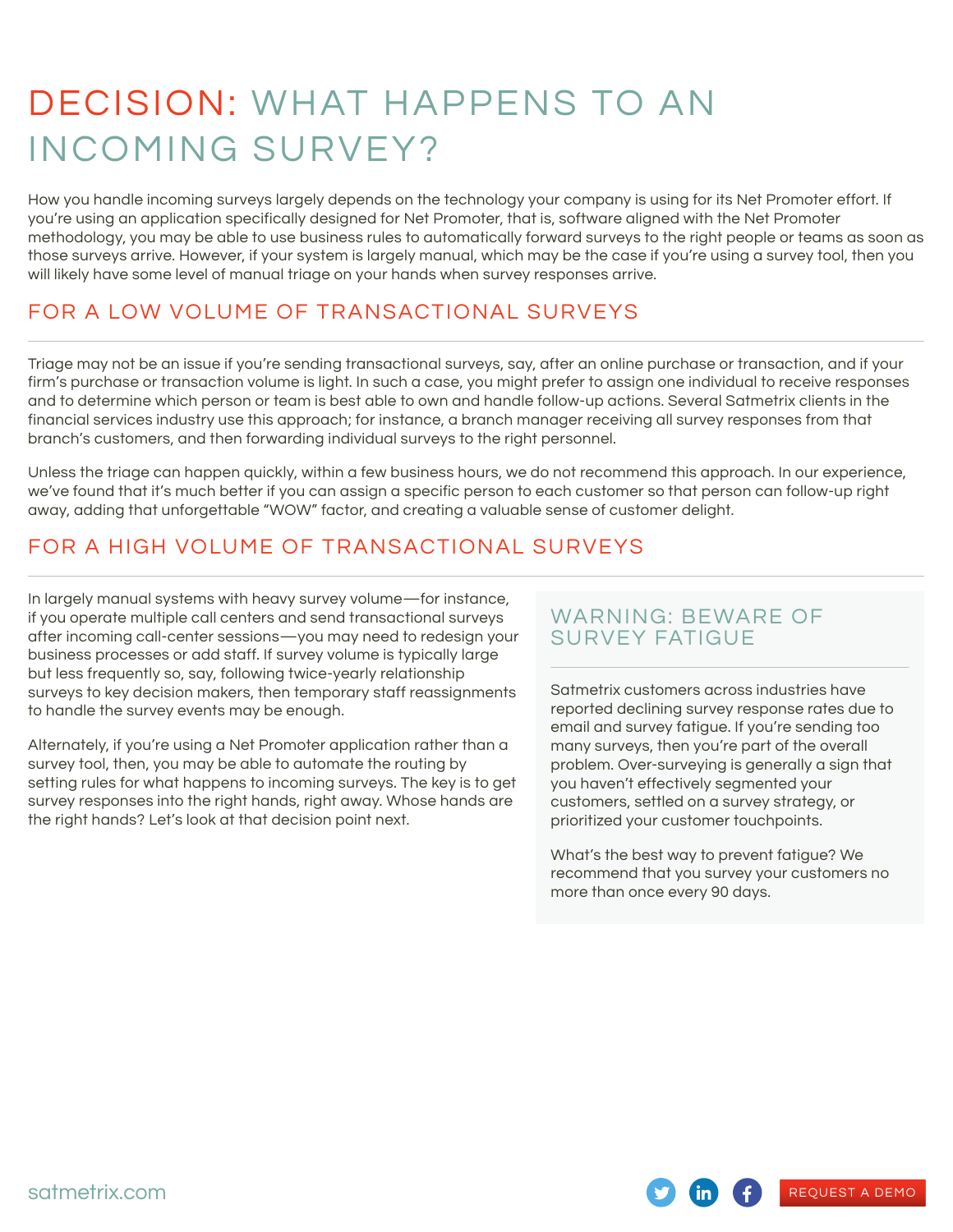# DECISION: WHAT HAPPENS TO AN INCOMING SURVEY?

How you handle incoming surveys largely depends on the technology your company is using for its Net Promoter effort. If you're using an application specifically designed for Net Promoter, that is, software aligned with the Net Promoter methodology, you may be able to use business rules to automatically forward surveys to the right people or teams as soon as those surveys arrive. However, if your system is largely manual, which may be the case if you're using a survey tool, then you will likely have some level of manual triage on your hands when survey responses arrive.

## FOR A LOW VOLUME OF TRANSACTIONAL SURVEYS

Triage may not be an issue if you're sending transactional surveys, say, after an online purchase or transaction, and if your firm's purchase or transaction volume is light. In such a case, you might prefer to assign one individual to receive responses and to determine which person or team is best able to own and handle follow-up actions. Several Satmetrix clients in the financial services industry use this approach; for instance, a branch manager receiving all survey responses from that branch's customers, and then forwarding individual surveys to the right personnel.

Unless the triage can happen quickly, within a few business hours, we do not recommend this approach. In our experience, we've found that it's much better if you can assign a specific person to each customer so that person can follow-up right away, adding that unforgettable "WOW" factor, and creating a valuable sense of customer delight.

## FOR A HIGH VOLUME OF TRANSACTIONAL SURVEYS

In largely manual systems with heavy survey volume—for instance, if you operate multiple call centers and send transactional surveys after incoming call-center sessions—you may need to redesign your business processes or add staff. If survey volume is typically large but less frequently so, say, following twice-yearly relationship surveys to key decision makers, then temporary staff reassignments to handle the survey events may be enough.

Alternately, if you're using a Net Promoter application rather than a survey tool, then, you may be able to automate the routing by setting rules for what happens to incoming surveys. The key is to get survey responses into the right hands, right away. Whose hands are the right hands? Let's look at that decision point next.

### WARNING: BEWARE OF SURVEY FATIGUE

Satmetrix customers across industries have reported declining survey response rates due to email and survey fatigue. If you're sending too many surveys, then you're part of the overall problem. Over-surveying is generally a sign that you haven't effectively segmented your customers, settled on a survey strategy, or prioritized your customer touchpoints.

What's the best way to prevent fatigue? We recommend that you survey your customers no more than once every 90 days.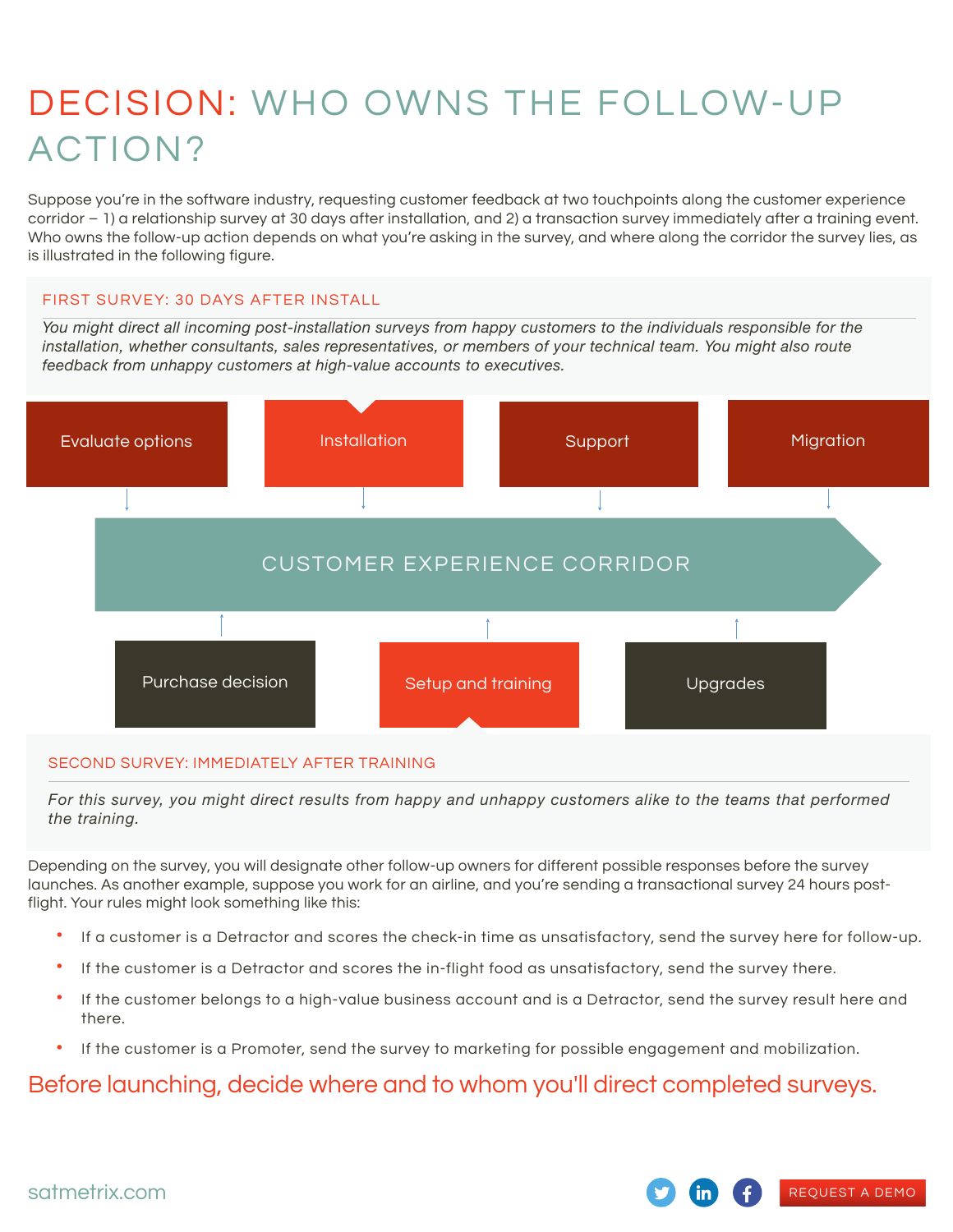# DECISION: WHO OWNS THE FOLLOW-UP ACTION?

Suppose you're in the software industry, requesting customer feedback at two touchpoints along the customer experience corridor – 1) a relationship survey at 30 days after installation, and 2) a transaction survey immediately after a training event. Who owns the follow-up action depends on what you're asking in the survey, and where along the corridor the survey lies, as is illustrated in the following figure.

## FIRST SURVEY: 30 DAYS AFTER INSTALL

*You might direct all incoming post-installation surveys from happy customers to the individuals responsible for the installation, whether consultants, sales representatives, or members of your technical team. You might also route feedback from unhappy customers at high-value accounts to executives.*

Evaluate options | Installation | Support | Migration

CUSTOMER EXPERIENCE CORRIDOR

Purchase decision | Setup and training | Upgrades

## SECOND SURVEY: IMMEDIATELY AFTER TRAINING

*For this survey, you might direct results from happy and unhappy customers alike to the teams that performed the training.*

Depending on the survey, you will designate other follow-up owners for different possible responses before the survey launches. As another example, suppose you work for an airline, and you're sending a transactional survey 24 hours post-flight. Your rules might look something like this:

- If a customer is a Detractor and scores the check-in time as unsatisfactory, send the survey here for follow-up.
- If the customer is a Detractor and scores the in-flight food as unsatisfactory, send the survey there.
- If the customer belongs to a high-value business account and is a Detractor, send the survey result here and there.
- If the customer is a Promoter, send the survey to marketing for possible engagement and mobilization.

**Before launching, decide where and to whom you'll direct completed surveys.**

satmetrix.com

REQUEST A DEMO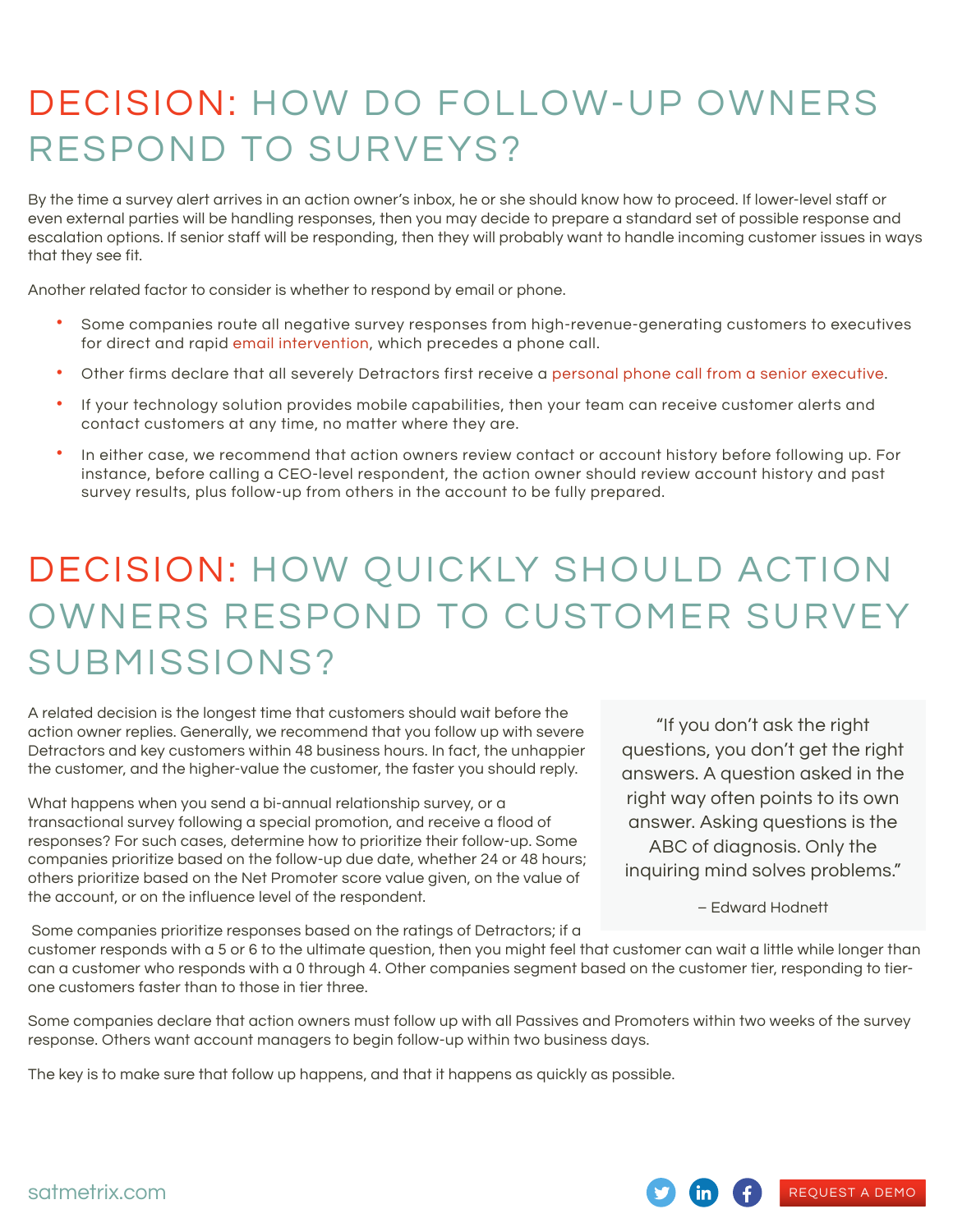# DECISION: HOW DO FOLLOW-UP OWNERS RESPOND TO SURVEYS?

By the time a survey alert arrives in an action owner's inbox, he or she should know how to proceed. If lower-level staff or even external parties will be handling responses, then you may decide to prepare a standard set of possible response and escalation options. If senior staff will be responding, then they will probably want to handle incoming customer issues in ways that they see fit.

Another related factor to consider is whether to respond by email or phone.

- Some companies route all negative survey responses from high-revenue-generating customers to executives for direct and rapid email intervention, which precedes a phone call.
- Other firms declare that all severely Detractors first receive a personal phone call from a senior executive.
- If your technology solution provides mobile capabilities, then your team can receive customer alerts and contact customers at any time, no matter where they are.
- In either case, we recommend that action owners review contact or account history before following up. For instance, before calling a CEO-level respondent, the action owner should review account history and past survey results, plus follow-up from others in the account to be fully prepared.

# DECISION: HOW QUICKLY SHOULD ACTION OWNERS RESPOND TO CUSTOMER SURVEY SUBMISSIONS?

A related decision is the longest time that customers should wait before the action owner replies. Generally, we recommend that you follow up with severe Detractors and key customers within 48 business hours. In fact, the unhappier the customer, and the higher-value the customer, the faster you should reply.

What happens when you send a bi-annual relationship survey, or a transactional survey following a special promotion, and receive a flood of responses? For such cases, determine how to prioritize their follow-up. Some companies prioritize based on the follow-up due date, whether 24 or 48 hours; others prioritize based on the Net Promoter score value given, on the value of the account, or on the influence level of the respondent.

Some companies prioritize responses based on the ratings of Detractors; if a customer responds with a 5 or 6 to the ultimate question, then you might feel that customer can wait a little while longer than can a customer who responds with a 0 through 4. Other companies segment based on the customer tier, responding to tier-one customers faster than to those in tier three.

Some companies declare that action owners must follow up with all Passives and Promoters within two weeks of the survey response. Others want account managers to begin follow-up within two business days.

The key is to make sure that follow up happens, and that it happens as quickly as possible.

> "If you don't ask the right questions, you don't get the right answers. A question asked in the right way often points to its own answer. Asking questions is the ABC of diagnosis. Only the inquiring mind solves problems."
>
> – Edward Hodnett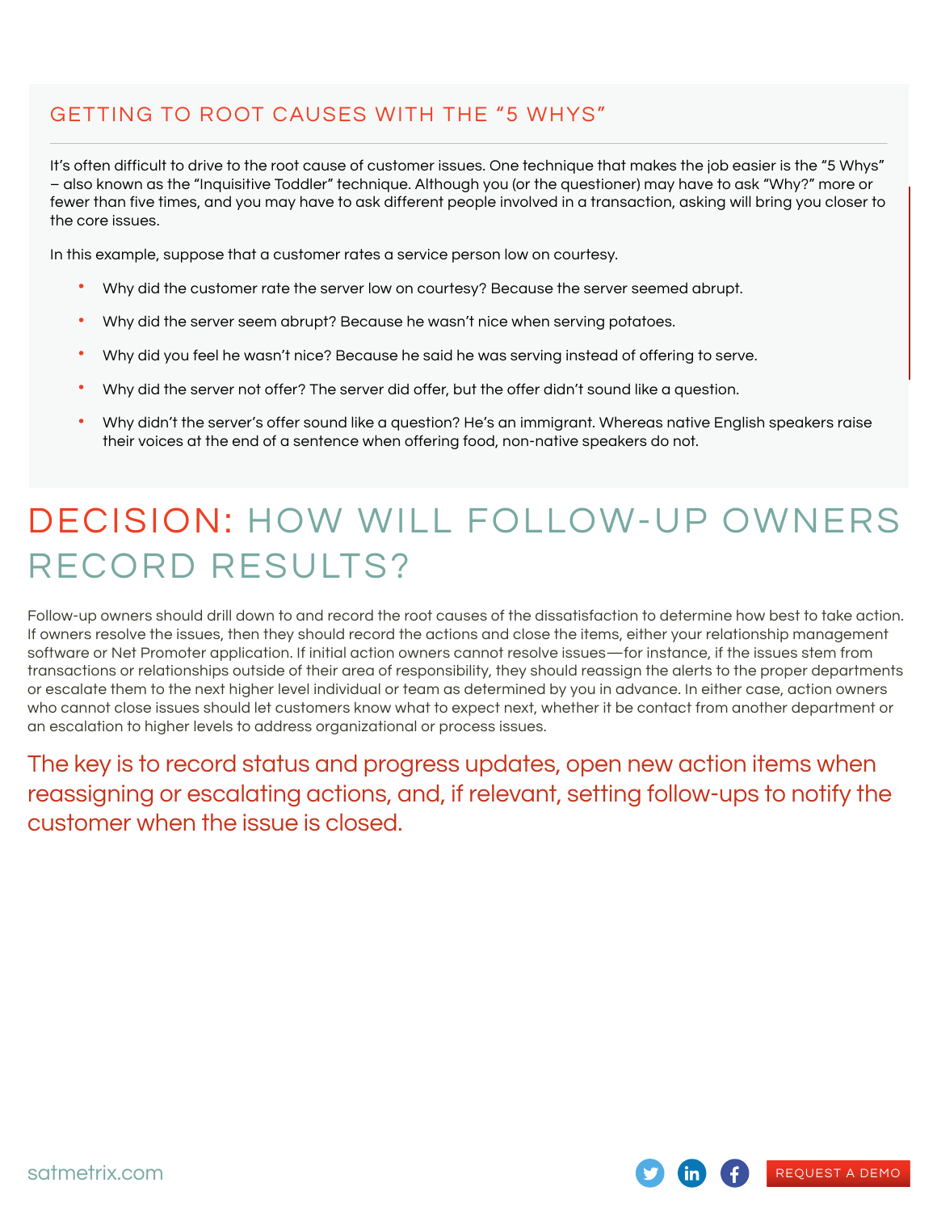## GETTING TO ROOT CAUSES WITH THE "5 WHYS"

It's often difficult to drive to the root cause of customer issues. One technique that makes the job easier is the "5 Whys" – also known as the "Inquisitive Toddler" technique. Although you (or the questioner) may have to ask "Why?" more or fewer than five times, and you may have to ask different people involved in a transaction, asking will bring you closer to the core issues.

In this example, suppose that a customer rates a service person low on courtesy.

- Why did the customer rate the server low on courtesy? Because the server seemed abrupt.
- Why did the server seem abrupt? Because he wasn't nice when serving potatoes.
- Why did you feel he wasn't nice? Because he said he was serving instead of offering to serve.
- Why did the server not offer? The server did offer, but the offer didn't sound like a question.
- Why didn't the server's offer sound like a question? He's an immigrant. Whereas native English speakers raise their voices at the end of a sentence when offering food, non-native speakers do not.

# DECISION: HOW WILL FOLLOW-UP OWNERS RECORD RESULTS?

Follow-up owners should drill down to and record the root causes of the dissatisfaction to determine how best to take action. If owners resolve the issues, then they should record the actions and close the items, either your relationship management software or Net Promoter application. If initial action owners cannot resolve issues—for instance, if the issues stem from transactions or relationships outside of their area of responsibility, they should reassign the alerts to the proper departments or escalate them to the next higher level individual or team as determined by you in advance. In either case, action owners who cannot close issues should let customers know what to expect next, whether it be contact from another department or an escalation to higher levels to address organizational or process issues.

The key is to record status and progress updates, open new action items when reassigning or escalating actions, and, if relevant, setting follow-ups to notify the customer when the issue is closed.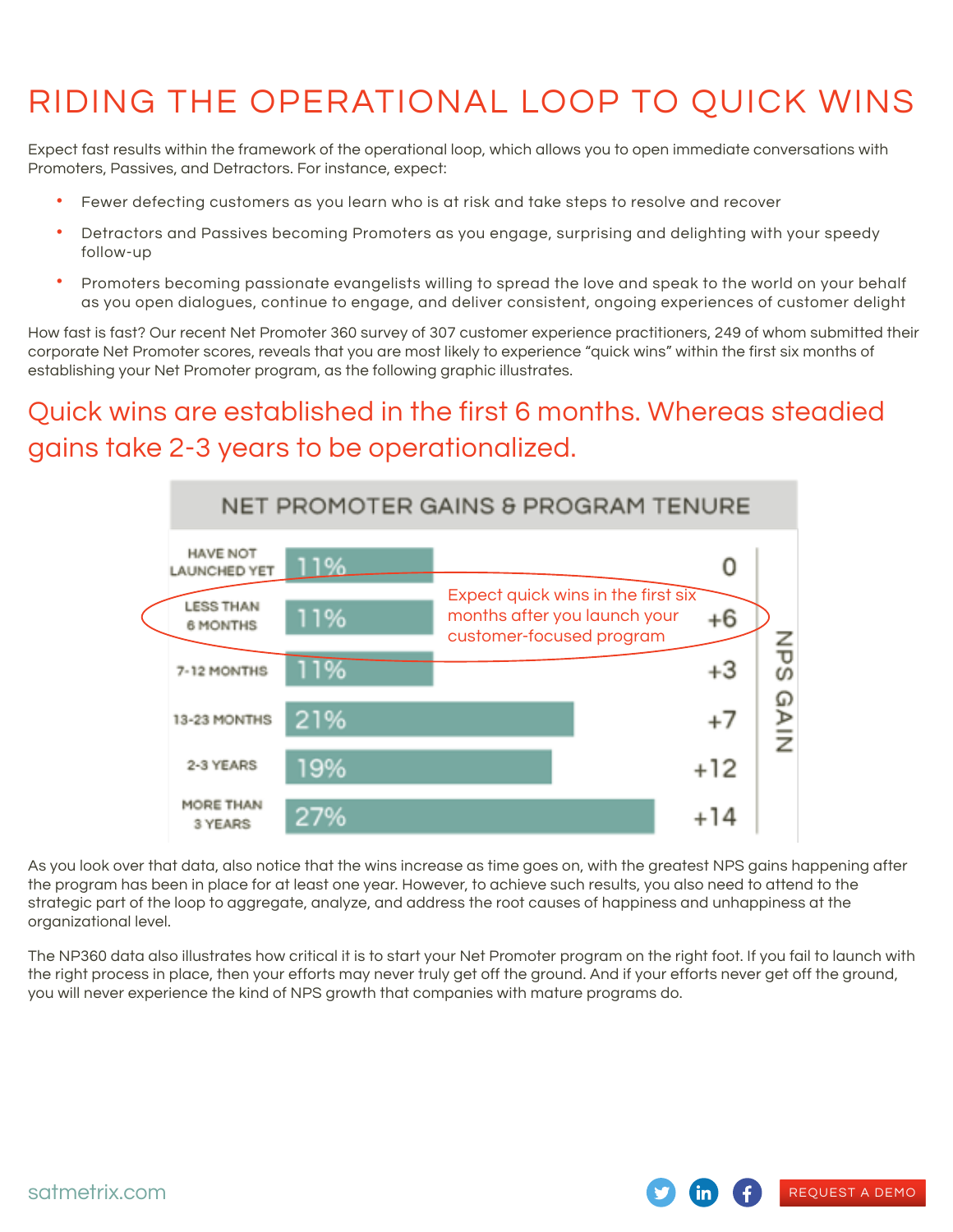# RIDING THE OPERATIONAL LOOP TO QUICK WINS

Expect fast results within the framework of the operational loop, which allows you to open immediate conversations with Promoters, Passives, and Detractors. For instance, expect:

- Fewer defecting customers as you learn who is at risk and take steps to resolve and recover
- Detractors and Passives becoming Promoters as you engage, surprising and delighting with your speedy follow-up
- Promoters becoming passionate evangelists willing to spread the love and speak to the world on your behalf as you open dialogues, continue to engage, and deliver consistent, ongoing experiences of customer delight

How fast is fast? Our recent Net Promoter 360 survey of 307 customer experience practitioners, 249 of whom submitted their corporate Net Promoter scores, reveals that you are most likely to experience "quick wins" within the first six months of establishing your Net Promoter program, as the following graphic illustrates.

## Quick wins are established in the first 6 months. Whereas steadied gains take 2-3 years to be operationalized.

**NET PROMOTER GAINS & PROGRAM TENURE**

| Program Tenure | % of Respondents | NPS Gain |
|---|---|---|
| HAVE NOT LAUNCHED YET | 11% | 0 |
| LESS THAN 6 MONTHS | 11% | +6 |
| 7-12 MONTHS | 11% | +3 |
| 13-23 MONTHS | 21% | +7 |
| 2-3 YEARS | 19% | +12 |
| MORE THAN 3 YEARS | 27% | +14 |

Expect quick wins in the first six months after you launch your customer-focused program

As you look over that data, also notice that the wins increase as time goes on, with the greatest NPS gains happening after the program has been in place for at least one year. However, to achieve such results, you also need to attend to the strategic part of the loop to aggregate, analyze, and address the root causes of happiness and unhappiness at the organizational level.

The NP360 data also illustrates how critical it is to start your Net Promoter program on the right foot. If you fail to launch with the right process in place, then your efforts may never truly get off the ground. And if your efforts never get off the ground, you will never experience the kind of NPS growth that companies with mature programs do.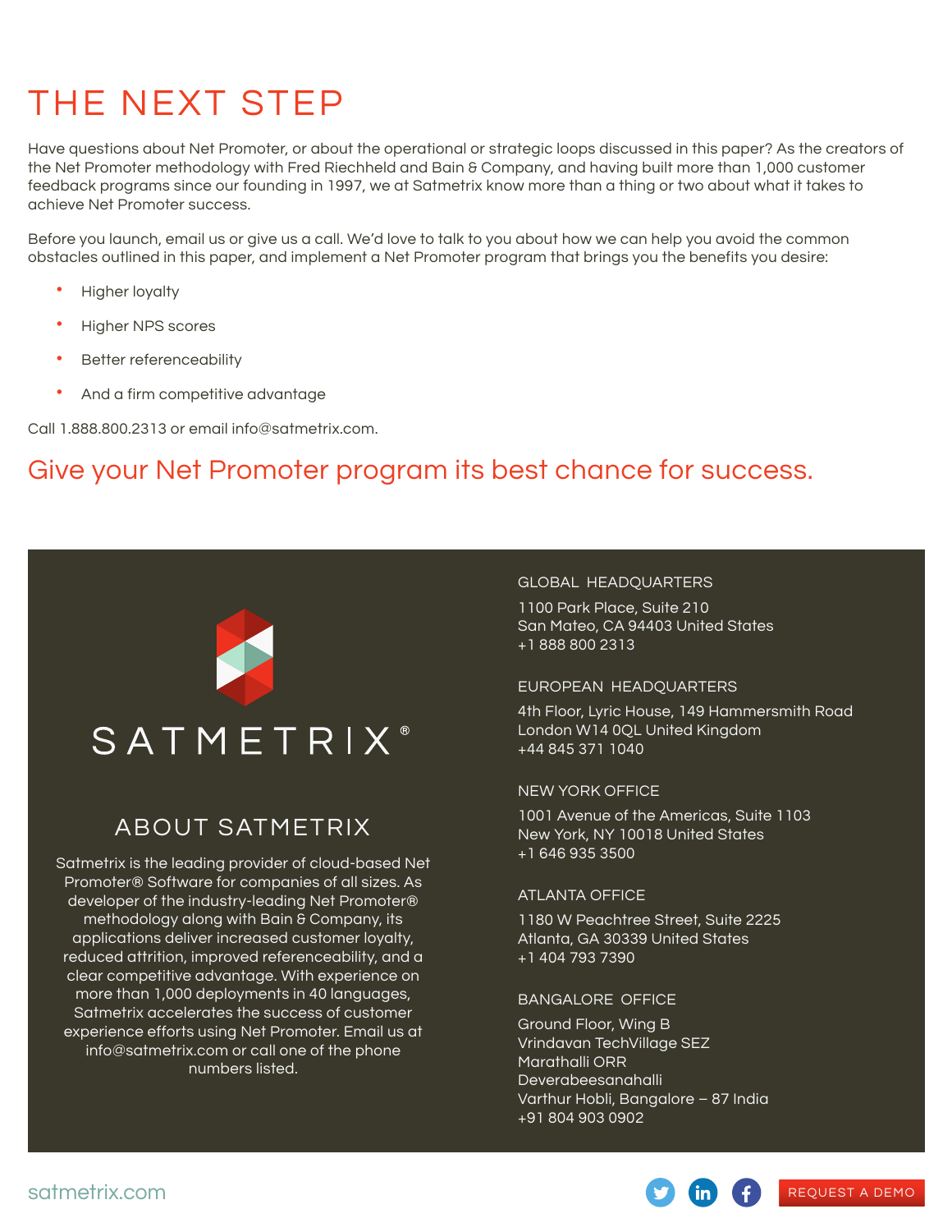# THE NEXT STEP

Have questions about Net Promoter, or about the operational or strategic loops discussed in this paper? As the creators of the Net Promoter methodology with Fred Riechheld and Bain & Company, and having built more than 1,000 customer feedback programs since our founding in 1997, we at Satmetrix know more than a thing or two about what it takes to achieve Net Promoter success.

Before you launch, email us or give us a call. We'd love to talk to you about how we can help you avoid the common obstacles outlined in this paper, and implement a Net Promoter program that brings you the benefits you desire:

- Higher loyalty
- Higher NPS scores
- Better referenceability
- And a firm competitive advantage

Call 1.888.800.2313 or email info@satmetrix.com.

## Give your Net Promoter program its best chance for success.

SATMETRIX®

## ABOUT SATMETRIX

Satmetrix is the leading provider of cloud-based Net Promoter® Software for companies of all sizes. As developer of the industry-leading Net Promoter® methodology along with Bain & Company, its applications deliver increased customer loyalty, reduced attrition, improved referenceability, and a clear competitive advantage. With experience on more than 1,000 deployments in 40 languages, Satmetrix accelerates the success of customer experience efforts using Net Promoter. Email us at info@satmetrix.com or call one of the phone numbers listed.

GLOBAL HEADQUARTERS

1100 Park Place, Suite 210
San Mateo, CA 94403 United States
+1 888 800 2313

EUROPEAN HEADQUARTERS

4th Floor, Lyric House, 149 Hammersmith Road
London W14 0QL United Kingdom
+44 845 371 1040

NEW YORK OFFICE

1001 Avenue of the Americas, Suite 1103
New York, NY 10018 United States
+1 646 935 3500

ATLANTA OFFICE

1180 W Peachtree Street, Suite 2225
Atlanta, GA 30339 United States
+1 404 793 7390

BANGALORE OFFICE

Ground Floor, Wing B
Vrindavan TechVillage SEZ
Marathalli ORR
Deverabeesanahalli
Varthur Hobli, Bangalore – 87 India
+91 804 903 0902

satmetrix.com

REQUEST A DEMO